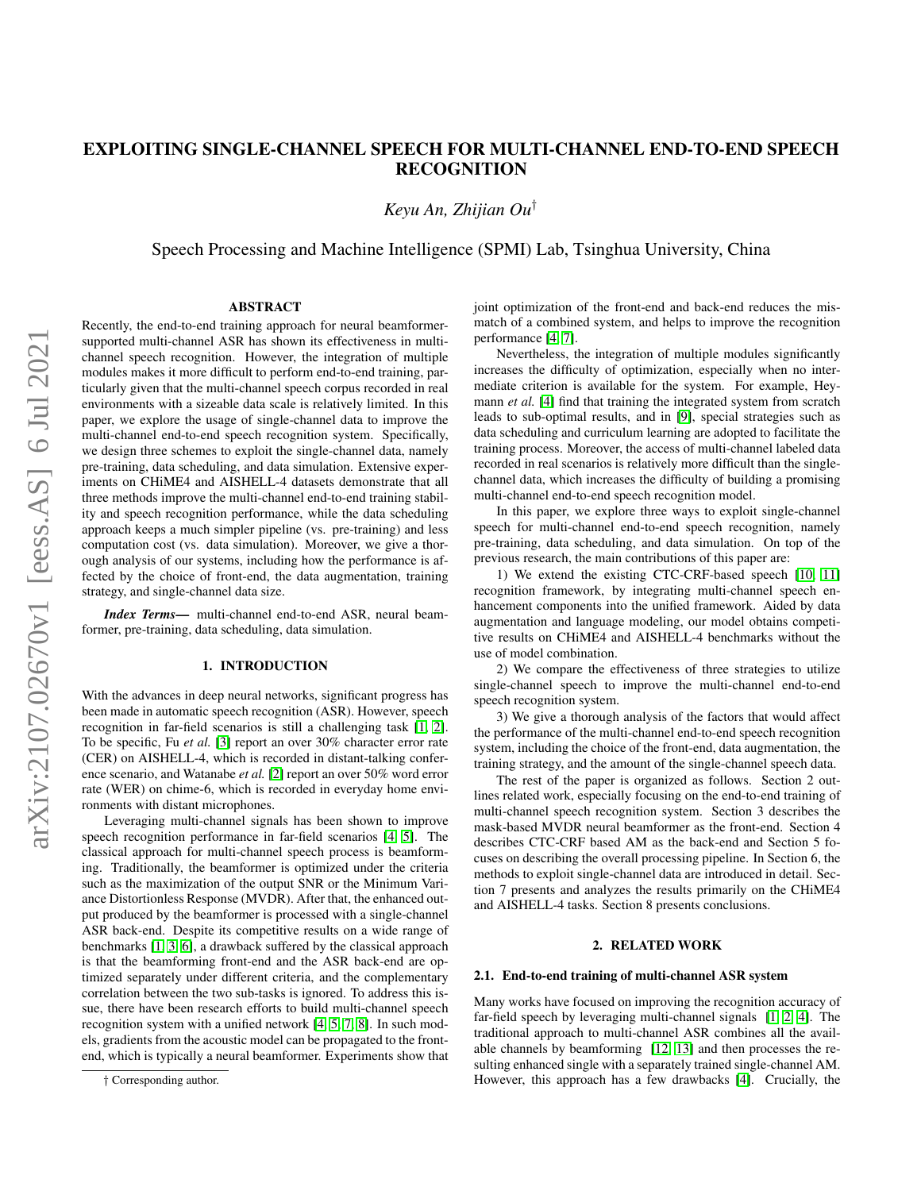# EXPLOITING SINGLE-CHANNEL SPEECH FOR MULTI-CHANNEL END-TO-END SPEECH RECOGNITION

*Keyu An, Zhijian Ou*[†]

Speech Processing and Machine Intelligence (SPMI) Lab, Tsinghua University, China

## ABSTRACT

Recently, the end-to-end training approach for neural beamformer-supported multi-channel ASR has shown its effectiveness in multi-channel speech recognition. However, the integration of multiple modules makes it more difficult to perform end-to-end training, particularly given that the multi-channel speech corpus recorded in real environments with a sizeable data scale is relatively limited. In this paper, we explore the usage of single-channel data to improve the multi-channel end-to-end speech recognition system. Specifically, we design three schemes to exploit the single-channel data, namely pre-training, data scheduling, and data simulation. Extensive experiments on CHiME4 and AISHELL-4 datasets demonstrate that all three methods improve the multi-channel end-to-end training stability and speech recognition performance, while the data scheduling approach keeps a much simpler pipeline (vs. pre-training) and less computation cost (vs. data simulation). Moreover, we give a thorough analysis of our systems, including how the performance is affected by the choice of front-end, the data augmentation, training strategy, and single-channel data size.

***Index Terms*—** multi-channel end-to-end ASR, neural beamformer, pre-training, data scheduling, data simulation.

## 1. INTRODUCTION

With the advances in deep neural networks, significant progress has been made in automatic speech recognition (ASR). However, speech recognition in far-field scenarios is still a challenging task [1, 2]. To be specific, Fu *et al.* [3] report an over 30% character error rate (CER) on AISHELL-4, which is recorded in distant-talking conference scenario, and Watanabe *et al.* [2] report an over 50% word error rate (WER) on chime-6, which is recorded in everyday home environments with distant microphones.

Leveraging multi-channel signals has been shown to improve speech recognition performance in far-field scenarios [4, 5]. The classical approach for multi-channel speech process is beamforming. Traditionally, the beamformer is optimized under the criteria such as the maximization of the output SNR or the Minimum Variance Distortionless Response (MVDR). After that, the enhanced output produced by the beamformer is processed with a single-channel ASR back-end. Despite its competitive results on a wide range of benchmarks [1, 3, 6], a drawback suffered by the classical approach is that the beamforming front-end and the ASR back-end are optimized separately under different criteria, and the complementary correlation between the two sub-tasks is ignored. To address this issue, there have been research efforts to build multi-channel speech recognition system with a unified network [4, 5, 7, 8]. In such models, gradients from the acoustic model can be propagated to the front-end, which is typically a neural beamformer. Experiments show that joint optimization of the front-end and back-end reduces the mismatch of a combined system, and helps to improve the recognition performance [4, 7].

Nevertheless, the integration of multiple modules significantly increases the difficulty of optimization, especially when no intermediate criterion is available for the system. For example, Heymann *et al.* [4] find that training the integrated system from scratch leads to sub-optimal results, and in [9], special strategies such as data scheduling and curriculum learning are adopted to facilitate the training process. Moreover, the access of multi-channel labeled data recorded in real scenarios is relatively more difficult than the single-channel data, which increases the difficulty of building a promising multi-channel end-to-end speech recognition model.

In this paper, we explore three ways to exploit single-channel speech for multi-channel end-to-end speech recognition, namely pre-training, data scheduling, and data simulation. On top of the previous research, the main contributions of this paper are:

1) We extend the existing CTC-CRF-based speech [10, 11] recognition framework, by integrating multi-channel speech enhancement components into the unified framework. Aided by data augmentation and language modeling, our model obtains competitive results on CHiME4 and AISHELL-4 benchmarks without the use of model combination.

2) We compare the effectiveness of three strategies to utilize single-channel speech to improve the multi-channel end-to-end speech recognition system.

3) We give a thorough analysis of the factors that would affect the performance of the multi-channel end-to-end speech recognition system, including the choice of the front-end, data augmentation, the training strategy, and the amount of the single-channel speech data.

The rest of the paper is organized as follows. Section 2 outlines related work, especially focusing on the end-to-end training of multi-channel speech recognition system. Section 3 describes the mask-based MVDR neural beamformer as the front-end. Section 4 describes CTC-CRF based AM as the back-end and Section 5 focuses on describing the overall processing pipeline. In Section 6, the methods to exploit single-channel data are introduced in detail. Section 7 presents and analyzes the results primarily on the CHiME4 and AISHELL-4 tasks. Section 8 presents conclusions.

## 2. RELATED WORK

### 2.1. End-to-end training of multi-channel ASR system

Many works have focused on improving the recognition accuracy of far-field speech by leveraging multi-channel signals [1, 2, 4]. The traditional approach to multi-channel ASR combines all the available channels by beamforming [12, 13] and then processes the resulting enhanced single with a separately trained single-channel AM. However, this approach has a few drawbacks [4]. Crucially, the

† Corresponding author.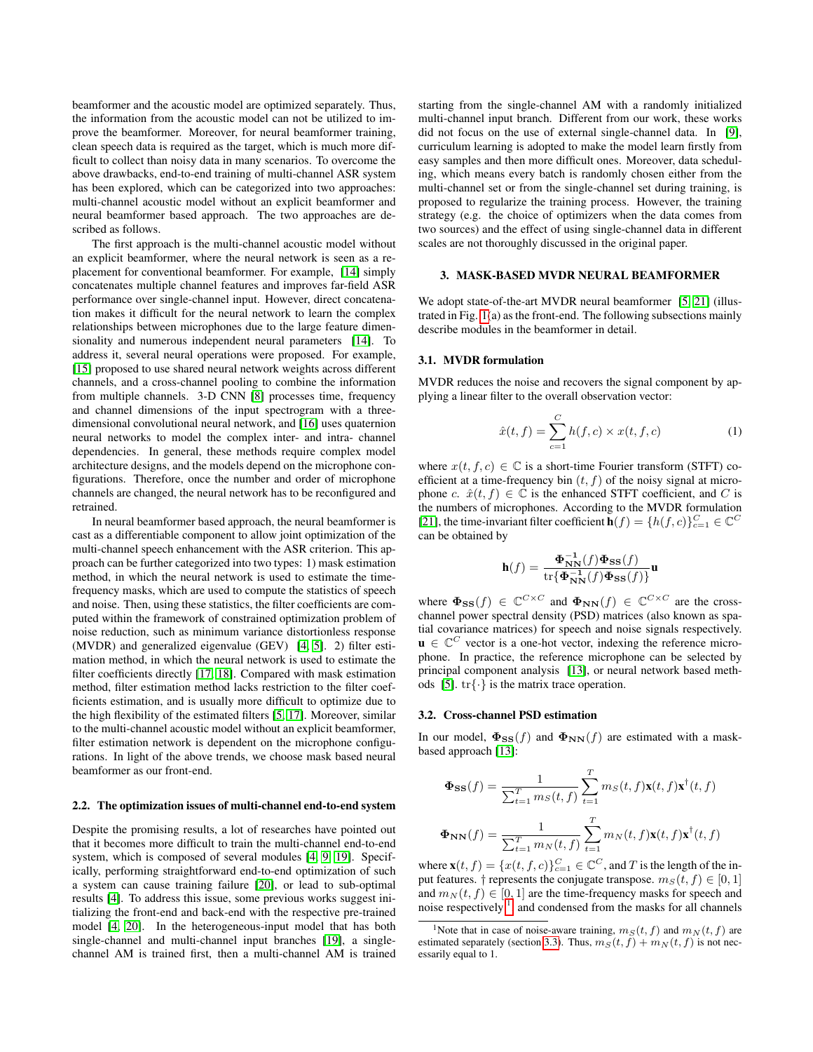beamformer and the acoustic model are optimized separately. Thus, the information from the acoustic model can not be utilized to improve the beamformer. Moreover, for neural beamformer training, clean speech data is required as the target, which is much more difficult to collect than noisy data in many scenarios. To overcome the above drawbacks, end-to-end training of multi-channel ASR system has been explored, which can be categorized into two approaches: multi-channel acoustic model without an explicit beamformer and neural beamformer based approach. The two approaches are described as follows.

The first approach is the multi-channel acoustic model without an explicit beamformer, where the neural network is seen as a replacement for conventional beamformer. For example, [14] simply concatenates multiple channel features and improves far-field ASR performance over single-channel input. However, direct concatenation makes it difficult for the neural network to learn the complex relationships between microphones due to the large feature dimensionality and numerous independent neural parameters [14]. To address it, several neural operations were proposed. For example, [15] proposed to use shared neural network weights across different channels, and a cross-channel pooling to combine the information from multiple channels. 3-D CNN [8] processes time, frequency and channel dimensions of the input spectrogram with a three-dimensional convolutional neural network, and [16] uses quaternion neural networks to model the complex inter- and intra- channel dependencies. In general, these methods require complex model architecture designs, and the models depend on the microphone configurations. Therefore, once the number and order of microphone channels are changed, the neural network has to be reconfigured and retrained.

In neural beamformer based approach, the neural beamformer is cast as a differentiable component to allow joint optimization of the multi-channel speech enhancement with the ASR criterion. This approach can be further categorized into two types: 1) mask estimation method, in which the neural network is used to estimate the time-frequency masks, which are used to compute the statistics of speech and noise. Then, using these statistics, the filter coefficients are computed within the framework of constrained optimization problem of noise reduction, such as minimum variance distortionless response (MVDR) and generalized eigenvalue (GEV) [4, 5]. 2) filter estimation method, in which the neural network is used to estimate the filter coefficients directly [17, 18]. Compared with mask estimation method, filter estimation method lacks restriction to the filter coefficients estimation, and is usually more difficult to optimize due to the high flexibility of the estimated filters [5, 17]. Moreover, similar to the multi-channel acoustic model without an explicit beamformer, filter estimation network is dependent on the microphone configurations. In light of the above trends, we choose mask based neural beamformer as our front-end.

### 2.2. The optimization issues of multi-channel end-to-end system

Despite the promising results, a lot of researches have pointed out that it becomes more difficult to train the multi-channel end-to-end system, which is composed of several modules [4, 9, 19]. Specifically, performing straightforward end-to-end optimization of such a system can cause training failure [20], or lead to sub-optimal results [4]. To address this issue, some previous works suggest initializing the front-end and back-end with the respective pre-trained model [4, 20]. In the heterogeneous-input model that has both single-channel and multi-channel input branches [19], a single-channel AM is trained first, then a multi-channel AM is trained starting from the single-channel AM with a randomly initialized multi-channel input branch. Different from our work, these works did not focus on the use of external single-channel data. In [9], curriculum learning is adopted to make the model learn firstly from easy samples and then more difficult ones. Moreover, data scheduling, which means every batch is randomly chosen either from the multi-channel set or from the single-channel set during training, is proposed to regularize the training process. However, the training strategy (e.g. the choice of optimizers when the data comes from two sources) and the effect of using single-channel data in different scales are not thoroughly discussed in the original paper.

## 3. MASK-BASED MVDR NEURAL BEAMFORMER

We adopt state-of-the-art MVDR neural beamformer [5, 21] (illustrated in Fig. 1(a) as the front-end. The following subsections mainly describe modules in the beamformer in detail.

### 3.1. MVDR formulation

MVDR reduces the noise and recovers the signal component by applying a linear filter to the overall observation vector:

$$\hat{x}(t,f) = \sum_{c=1}^{C} h(f,c) \times x(t,f,c) \tag{1}$$

where $x(t,f,c) \in \mathbb{C}$ is a short-time Fourier transform (STFT) coefficient at a time-frequency bin $(t,f)$ of the noisy signal at microphone $c$. $\hat{x}(t,f) \in \mathbb{C}$ is the enhanced STFT coefficient, and $C$ is the numbers of microphones. According to the MVDR formulation [21], the time-invariant filter coefficient $\mathbf{h}(f) = \{h(f,c)\}_{c=1}^{C} \in \mathbb{C}^C$ can be obtained by

$$\mathbf{h}(f) = \frac{\mathbf{\Phi}_{\mathbf{NN}}^{-1}(f)\mathbf{\Phi}_{\mathbf{SS}}(f)}{\mathrm{tr}\{\mathbf{\Phi}_{\mathbf{NN}}^{-1}(f)\mathbf{\Phi}_{\mathbf{SS}}(f)\}}\mathbf{u}$$

where $\mathbf{\Phi}_{\mathbf{SS}}(f) \in \mathbb{C}^{C\times C}$ and $\mathbf{\Phi}_{\mathbf{NN}}(f) \in \mathbb{C}^{C\times C}$ are the cross-channel power spectral density (PSD) matrices (also known as spatial covariance matrices) for speech and noise signals respectively. $\mathbf{u} \in \mathbb{C}^C$ vector is a one-hot vector, indexing the reference microphone. In practice, the reference microphone can be selected by principal component analysis [13], or neural network based methods [5]. $\mathrm{tr}\{\cdot\}$ is the matrix trace operation.

### 3.2. Cross-channel PSD estimation

In our model, $\mathbf{\Phi}_{\mathbf{SS}}(f)$ and $\mathbf{\Phi}_{\mathbf{NN}}(f)$ are estimated with a mask-based approach [13]:

$$\mathbf{\Phi}_{\mathbf{SS}}(f) = \frac{1}{\sum_{t=1}^{T} m_S(t,f)} \sum_{t=1}^{T} m_S(t,f)\mathbf{x}(t,f)\mathbf{x}^{\dagger}(t,f)$$

$$\mathbf{\Phi}_{\mathbf{NN}}(f) = \frac{1}{\sum_{t=1}^{T} m_N(t,f)} \sum_{t=1}^{T} m_N(t,f)\mathbf{x}(t,f)\mathbf{x}^{\dagger}(t,f)$$

where $\mathbf{x}(t,f) = \{x(t,f,c)\}_{c=1}^{C} \in \mathbb{C}^C$, and $T$ is the length of the input features. $\dagger$ represents the conjugate transpose. $m_S(t,f) \in [0,1]$ and $m_N(t,f) \in [0,1]$ are the time-frequency masks for speech and noise respectively [1], and condensed from the masks for all channels

[1] Note that in case of noise-aware training, $m_S(t,f)$ and $m_N(t,f)$ are estimated separately (section 3.3). Thus, $m_S(t,f) + m_N(t,f)$ is not necessarily equal to 1.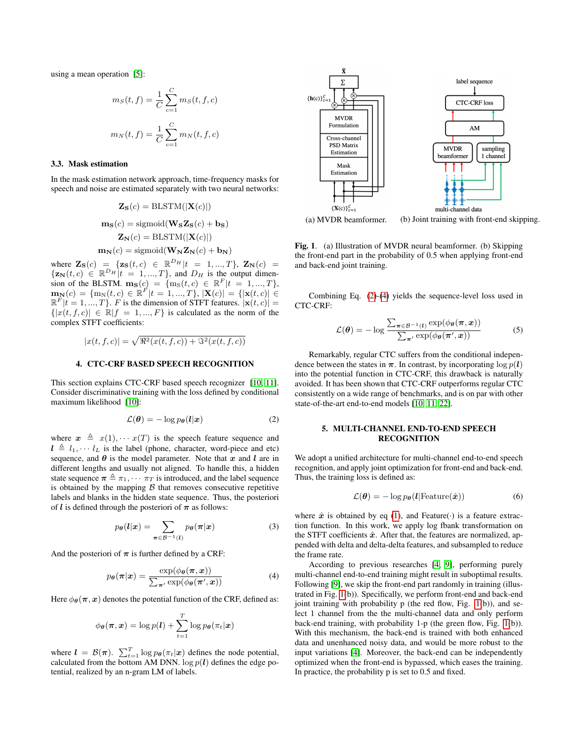using a mean operation [5]:

$$m_S(t,f) = \frac{1}{C}\sum_{c=1}^{C} m_S(t,f,c)$$

$$m_N(t,f) = \frac{1}{C}\sum_{c=1}^{C} m_N(t,f,c)$$

### 3.3. Mask estimation

In the mask estimation network approach, time-frequency masks for speech and noise are estimated separately with two neural networks:

$$\mathbf{Z_S}(c) = \text{BLSTM}(|\mathbf{X}(c)|)$$

$$\mathbf{m_S}(c) = \text{sigmoid}(\mathbf{W_S Z_S}(c) + \mathbf{b_S})$$

$$\mathbf{Z_N}(c) = \text{BLSTM}(|\mathbf{X}(c)|)$$

$$\mathbf{m_N}(c) = \text{sigmoid}(\mathbf{W_N Z_N}(c) + \mathbf{b_N})$$

where $\mathbf{Z_S}(c) = \{\mathbf{z_S}(t,c) \in \mathbb{R}^{D_H} | t = 1, ..., T\}$, $\mathbf{Z_N}(c) = \{\mathbf{z_N}(t,c) \in \mathbb{R}^{D_H} | t = 1, ..., T\}$, and $D_H$ is the output dimension of the BLSTM. $\mathbf{m_S}(c) = \{\mathrm{m_S}(t,c) \in \mathbb{R}^F | t = 1, ..., T\}$, $\mathbf{m_N}(c) = \{\mathrm{m_N}(t,c) \in \mathbb{R}^F | t = 1, ..., T\}$, $|\mathbf{X}(c)| = \{|\mathbf{x}(t,c)| \in \mathbb{R}^F | t = 1, ..., T\}$. $F$ is the dimension of STFT features. $|\mathbf{x}(t,c)| = \{|x(t,f,c)| \in \mathbb{R} | f = 1, ..., F\}$ is calculated as the norm of the complex STFT coefficients:

$$|x(t,f,c)| = \sqrt{\Re^2(x(t,f,c)) + \Im^2(x(t,f,c))}$$

## 4. CTC-CRF BASED SPEECH RECOGNITION

This section explains CTC-CRF based speech recognizer [10, 11]. Consider discriminative training with the loss defined by conditional maximum likelihood [10]:

$$\mathcal{L}(\boldsymbol{\theta}) = -\log p_{\boldsymbol{\theta}}(\boldsymbol{l}|\boldsymbol{x}) \tag{2}$$

where $\boldsymbol{x} \triangleq x(1), \cdots x(T)$ is the speech feature sequence and $\boldsymbol{l} \triangleq l_1, \cdots l_L$ is the label (phone, character, word-piece and etc) sequence, and $\boldsymbol{\theta}$ is the model parameter. Note that $\boldsymbol{x}$ and $\boldsymbol{l}$ are in different lengths and usually not aligned. To handle this, a hidden state sequence $\boldsymbol{\pi} \triangleq \pi_1, \cdots \pi_T$ is introduced, and the label sequence is obtained by the mapping $\mathcal{B}$ that removes consecutive repetitive labels and blanks in the hidden state sequence. Thus, the posteriori of $\boldsymbol{l}$ is defined through the posteriori of $\boldsymbol{\pi}$ as follows:

$$p_{\boldsymbol{\theta}}(\boldsymbol{l}|\boldsymbol{x}) = \sum_{\boldsymbol{\pi} \in \mathcal{B}^{-1}(\boldsymbol{l})} p_{\boldsymbol{\theta}}(\boldsymbol{\pi}|\boldsymbol{x}) \tag{3}$$

And the posteriori of $\boldsymbol{\pi}$ is further defined by a CRF:

$$p_{\boldsymbol{\theta}}(\boldsymbol{\pi}|\boldsymbol{x}) = \frac{\exp(\phi_{\boldsymbol{\theta}}(\boldsymbol{\pi}, \boldsymbol{x}))}{\sum_{\boldsymbol{\pi}'} \exp(\phi_{\boldsymbol{\theta}}(\boldsymbol{\pi}', \boldsymbol{x}))} \tag{4}$$

Here $\phi_{\boldsymbol{\theta}}(\boldsymbol{\pi}, \boldsymbol{x})$ denotes the potential function of the CRF, defined as:

$$\phi_{\boldsymbol{\theta}}(\boldsymbol{\pi}, \boldsymbol{x}) = \log p(\boldsymbol{l}) + \sum_{t=1}^{T} \log p_{\boldsymbol{\theta}}(\pi_t|\boldsymbol{x})$$

where $\boldsymbol{l} = \mathcal{B}(\boldsymbol{\pi})$. $\sum_{t=1}^{T} \log p_{\boldsymbol{\theta}}(\pi_t|\boldsymbol{x})$ defines the node potential, calculated from the bottom AM DNN. $\log p(\boldsymbol{l})$ defines the edge potential, realized by an n-gram LM of labels.

(a) MVDR beamformer. (b) Joint training with front-end skipping.

**Fig. 1**. (a) Illustration of MVDR neural beamformer. (b) Skipping the front-end part in the probability of 0.5 when applying front-end and back-end joint training.

Combining Eq. (2)-(4) yields the sequence-level loss used in CTC-CRF:

$$\mathcal{L}(\boldsymbol{\theta}) = -\log \frac{\sum_{\boldsymbol{\pi} \in \mathcal{B}^{-1}(\boldsymbol{l})} \exp(\phi_{\boldsymbol{\theta}}(\boldsymbol{\pi}, \boldsymbol{x}))}{\sum_{\boldsymbol{\pi}'} \exp(\phi_{\boldsymbol{\theta}}(\boldsymbol{\pi}', \boldsymbol{x}))} \tag{5}$$

Remarkably, regular CTC suffers from the conditional independence between the states in $\boldsymbol{\pi}$. In contrast, by incorporating $\log p(\boldsymbol{l})$ into the potential function in CTC-CRF, this drawback is naturally avoided. It has been shown that CTC-CRF outperforms regular CTC consistently on a wide range of benchmarks, and is on par with other state-of-the-art end-to-end models [10, 11, 22].

## 5. MULTI-CHANNEL END-TO-END SPEECH RECOGNITION

We adopt a unified architecture for multi-channel end-to-end speech recognition, and apply joint optimization for front-end and back-end. Thus, the training loss is defined as:

$$\mathcal{L}(\boldsymbol{\theta}) = -\log p_{\boldsymbol{\theta}}(\boldsymbol{l}|\text{Feature}(\hat{\boldsymbol{x}})) \tag{6}$$

where $\hat{\boldsymbol{x}}$ is obtained by eq (1), and Feature$(\cdot)$ is a feature extraction function. In this work, we apply log fbank transformation on the STFT coefficients $\hat{\boldsymbol{x}}$. After that, the features are normalized, appended with delta and delta-delta features, and subsampled to reduce the frame rate.

According to previous researches [4, 9], performing purely multi-channel end-to-end training might result in suboptimal results. Following [9], we skip the front-end part randomly in training (illustrated in Fig. 1(b)). Specifically, we perform front-end and back-end joint training with probability p (the red flow, Fig. 1(b)), and select 1 channel from the multi-channel data and only perform back-end training, with probability 1-p (the green flow, Fig. 1(b)). With this mechanism, the back-end is trained with both enhanced data and unenhanced noisy data, and would be more robust to the input variations [4]. Moreover, the back-end can be independently optimized when the front-end is bypassed, which eases the training. In practice, the probability p is set to 0.5 and fixed.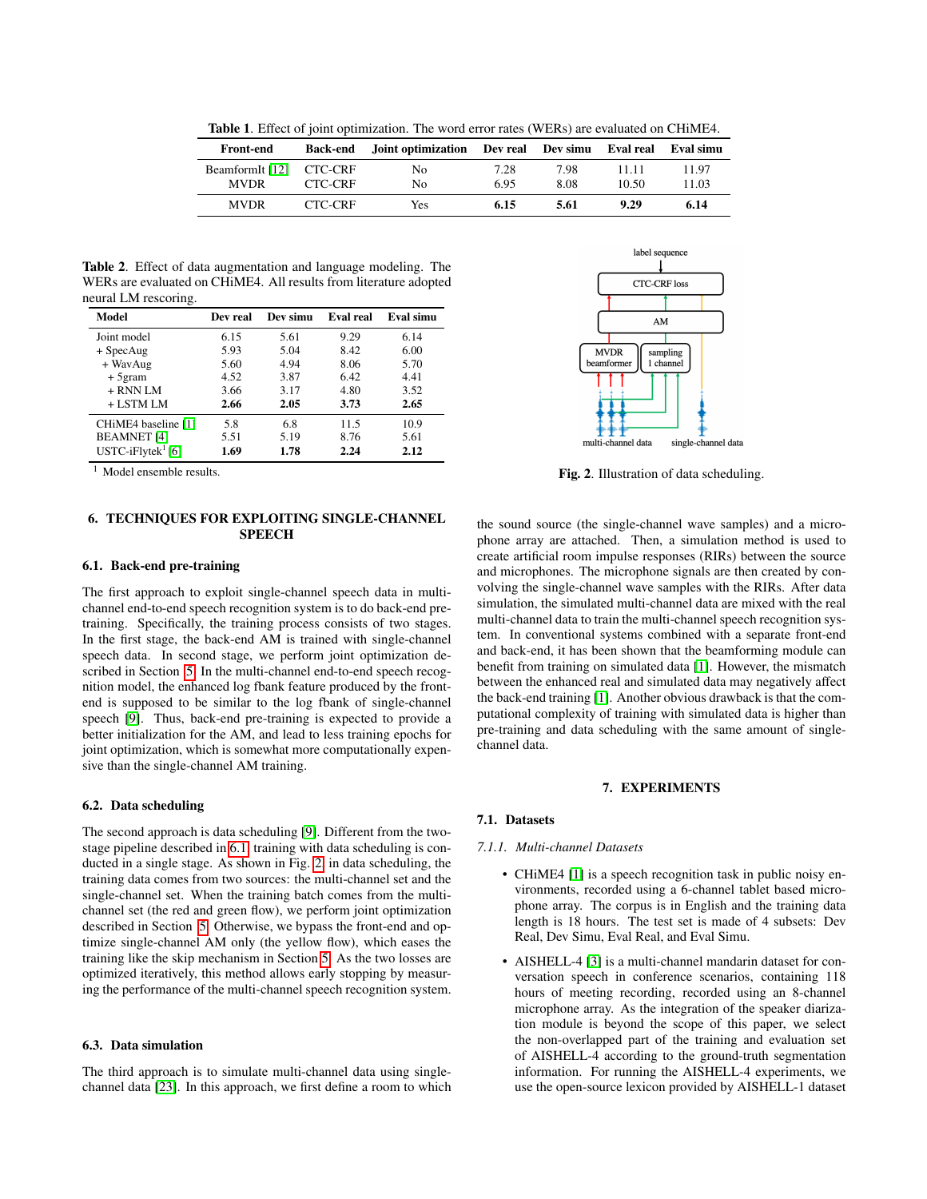**Table 1**. Effect of joint optimization. The word error rates (WERs) are evaluated on CHiME4.

| Front-end | Back-end | Joint optimization | Dev real | Dev simu | Eval real | Eval simu |
|---|---|---|---|---|---|---|
| BeamformIt [12] | CTC-CRF | No | 7.28 | 7.98 | 11.11 | 11.97 |
| MVDR | CTC-CRF | No | 6.95 | 8.08 | 10.50 | 11.03 |
| MVDR | CTC-CRF | Yes | **6.15** | **5.61** | **9.29** | **6.14** |

**Table 2**. Effect of data augmentation and language modeling. The WERs are evaluated on CHiME4. All results from literature adopted neural LM rescoring.

| Model | Dev real | Dev simu | Eval real | Eval simu |
|---|---|---|---|---|
| Joint model | 6.15 | 5.61 | 9.29 | 6.14 |
| + SpecAug | 5.93 | 5.04 | 8.42 | 6.00 |
| + WavAug | 5.60 | 4.94 | 8.06 | 5.70 |
| + 5gram | 4.52 | 3.87 | 6.42 | 4.41 |
| + RNN LM | 3.66 | 3.17 | 4.80 | 3.52 |
| + LSTM LM | **2.66** | **2.05** | **3.73** | **2.65** |
| CHiME4 baseline [1] | 5.8 | 6.8 | 11.5 | 10.9 |
| BEAMNET [4] | 5.51 | 5.19 | 8.76 | 5.61 |
| USTC-iFlytek[1] [6] | **1.69** | **1.78** | **2.24** | **2.12** |

[1] Model ensemble results.

## 6. TECHNIQUES FOR EXPLOITING SINGLE-CHANNEL SPEECH

### 6.1. Back-end pre-training

The first approach to exploit single-channel speech data in multi-channel end-to-end speech recognition system is to do back-end pre-training. Specifically, the training process consists of two stages. In the first stage, the back-end AM is trained with single-channel speech data. In second stage, we perform joint optimization described in Section 5. In the multi-channel end-to-end speech recognition model, the enhanced log fbank feature produced by the front-end is supposed to be similar to the log fbank of single-channel speech [9]. Thus, back-end pre-training is expected to provide a better initialization for the AM, and lead to less training epochs for joint optimization, which is somewhat more computationally expensive than the single-channel AM training.

### 6.2. Data scheduling

The second approach is data scheduling [9]. Different from the two-stage pipeline described in 6.1, training with data scheduling is conducted in a single stage. As shown in Fig. 2, in data scheduling, the training data comes from two sources: the multi-channel set and the single-channel set. When the training batch comes from the multi-channel set (the red and green flow), we perform joint optimization described in Section 5. Otherwise, we bypass the front-end and optimize single-channel AM only (the yellow flow), which eases the training like the skip mechanism in Section 5. As the two losses are optimized iteratively, this method allows early stopping by measuring the performance of the multi-channel speech recognition system.

### 6.3. Data simulation

The third approach is to simulate multi-channel data using single-channel data [23]. In this approach, we first define a room to which the sound source (the single-channel wave samples) and a microphone array are attached. Then, a simulation method is used to create artificial room impulse responses (RIRs) between the source and microphones. The microphone signals are then created by convolving the single-channel wave samples with the RIRs. After data simulation, the simulated multi-channel data are mixed with the real multi-channel data to train the multi-channel speech recognition system. In conventional systems combined with a separate front-end and back-end, it has been shown that the beamforming module can benefit from training on simulated data [1]. However, the mismatch between the enhanced real and simulated data may negatively affect the back-end training [1]. Another obvious drawback is that the computational complexity of training with simulated data is higher than pre-training and data scheduling with the same amount of single-channel data.

**Fig. 2**. Illustration of data scheduling.

## 7. EXPERIMENTS

### 7.1. Datasets

#### 7.1.1. *Multi-channel Datasets*

- CHiME4 [1] is a speech recognition task in public noisy environments, recorded using a 6-channel tablet based microphone array. The corpus is in English and the training data length is 18 hours. The test set is made of 4 subsets: Dev Real, Dev Simu, Eval Real, and Eval Simu.
- AISHELL-4 [3] is a multi-channel mandarin dataset for conversation speech in conference scenarios, containing 118 hours of meeting recording, recorded using an 8-channel microphone array. As the integration of the speaker diarization module is beyond the scope of this paper, we select the non-overlapped part of the training and evaluation set of AISHELL-4 according to the ground-truth segmentation information. For running the AISHELL-4 experiments, we use the open-source lexicon provided by AISHELL-1 dataset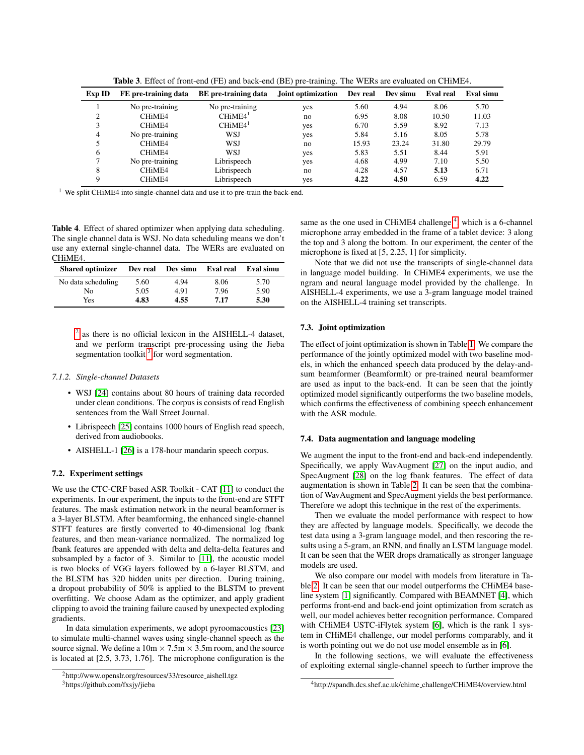**Table 3**. Effect of front-end (FE) and back-end (BE) pre-training. The WERs are evaluated on CHiME4.

| Exp ID | FE pre-training data | BE pre-training data | Joint optimization | Dev real | Dev simu | Eval real | Eval simu |
|---|---|---|---|---|---|---|---|
| 1 | No pre-training | No pre-training | yes | 5.60 | 4.94 | 8.06 | 5.70 |
| 2 | CHiME4 | CHiME4[1] | no | 6.95 | 8.08 | 10.50 | 11.03 |
| 3 | CHiME4 | CHiME4[1] | yes | 6.70 | 5.59 | 8.92 | 7.13 |
| 4 | No pre-training | WSJ | yes | 5.84 | 5.16 | 8.05 | 5.78 |
| 5 | CHiME4 | WSJ | no | 15.93 | 23.24 | 31.80 | 29.79 |
| 6 | CHiME4 | WSJ | yes | 5.83 | 5.51 | 8.44 | 5.91 |
| 7 | No pre-training | Librispeech | yes | 4.68 | 4.99 | 7.10 | 5.50 |
| 8 | CHiME4 | Librispeech | no | 4.28 | 4.57 | **5.13** | 6.71 |
| 9 | CHiME4 | Librispeech | yes | **4.22** | **4.50** | 6.59 | **4.22** |

[1] We split CHiME4 into single-channel data and use it to pre-train the back-end.

**Table 4**. Effect of shared optimizer when applying data scheduling. The single channel data is WSJ. No data scheduling means we don't use any external single-channel data. The WERs are evaluated on CHiME4.

| Shared optimizer | Dev real | Dev simu | Eval real | Eval simu |
|---|---|---|---|---|
| No data scheduling | 5.60 | 4.94 | 8.06 | 5.70 |
| No | 5.05 | 4.91 | 7.96 | 5.90 |
| Yes | **4.83** | **4.55** | **7.17** | **5.30** |

[2] as there is no official lexicon in the AISHELL-4 dataset, and we perform transcript pre-processing using the Jieba segmentation toolkit [3] for word segmentation.

#### 7.1.2. Single-channel Datasets

- WSJ [24] contains about 80 hours of training data recorded under clean conditions. The corpus is consists of read English sentences from the Wall Street Journal.
- Librispeech [25] contains 1000 hours of English read speech, derived from audiobooks.
- AISHELL-1 [26] is a 178-hour mandarin speech corpus.

### 7.2. Experiment settings

We use the CTC-CRF based ASR Toolkit - CAT [11] to conduct the experiments. In our experiment, the inputs to the front-end are STFT features. The mask estimation network in the neural beamformer is a 3-layer BLSTM. After beamforming, the enhanced single-channel STFT features are firstly converted to 40-dimensional log fbank features, and then mean-variance normalized. The normalized log fbank features are appended with delta and delta-delta features and subsampled by a factor of 3. Similar to [11], the acoustic model is two blocks of VGG layers followed by a 6-layer BLSTM, and the BLSTM has 320 hidden units per direction. During training, a dropout probability of 50% is applied to the BLSTM to prevent overfitting. We choose Adam as the optimizer, and apply gradient clipping to avoid the training failure caused by unexpected exploding gradients.

In data simulation experiments, we adopt pyroomacoustics [23] to simulate multi-channel waves using single-channel speech as the source signal. We define a 10m $\times$ 7.5m $\times$ 3.5m room, and the source is located at [2.5, 3.73, 1.76]. The microphone configuration is the same as the one used in CHiME4 challenge [4], which is a 6-channel microphone array embedded in the frame of a tablet device: 3 along the top and 3 along the bottom. In our experiment, the center of the microphone is fixed at [5, 2.25, 1] for simplicity.

Note that we did not use the transcripts of single-channel data in language model building. In CHiME4 experiments, we use the ngram and neural language model provided by the challenge. In AISHELL-4 experiments, we use a 3-gram language model trained on the AISHELL-4 training set transcripts.

### 7.3. Joint optimization

The effect of joint optimization is shown in Table 1. We compare the performance of the jointly optimized model with two baseline models, in which the enhanced speech data produced by the delay-and-sum beamformer (BeamformIt) or pre-trained neural beamformer are used as input to the back-end. It can be seen that the jointly optimized model significantly outperforms the two baseline models, which confirms the effectiveness of combining speech enhancement with the ASR module.

### 7.4. Data augmentation and language modeling

We augment the input to the front-end and back-end independently. Specifically, we apply WavAugment [27] on the input audio, and SpecAugment [28] on the log fbank features. The effect of data augmentation is shown in Table 2. It can be seen that the combination of WavAugment and SpecAugment yields the best performance. Therefore we adopt this technique in the rest of the experiments.

Then we evaluate the model performance with respect to how they are affected by language models. Specifically, we decode the test data using a 3-gram language model, and then rescoring the results using a 5-gram, an RNN, and finally an LSTM language model. It can be seen that the WER drops dramatically as stronger language models are used.

We also compare our model with models from literature in Table 2. It can be seen that our model outperforms the CHiME4 baseline system [1] significantly. Compared with BEAMNET [4], which performs front-end and back-end joint optimization from scratch as well, our model achieves better recognition performance. Compared with CHiME4 USTC-iFlytek system [6], which is the rank 1 system in CHiME4 challenge, our model performs comparably, and it is worth pointing out we do not use model ensemble as in [6].

In the following sections, we will evaluate the effectiveness of exploiting external single-channel speech to further improve the

[2] http://www.openslr.org/resources/33/resource_aishell.tgz

[3] https://github.com/fxsjy/jieba

[4] http://spandh.dcs.shef.ac.uk/chime_challenge/CHiME4/overview.html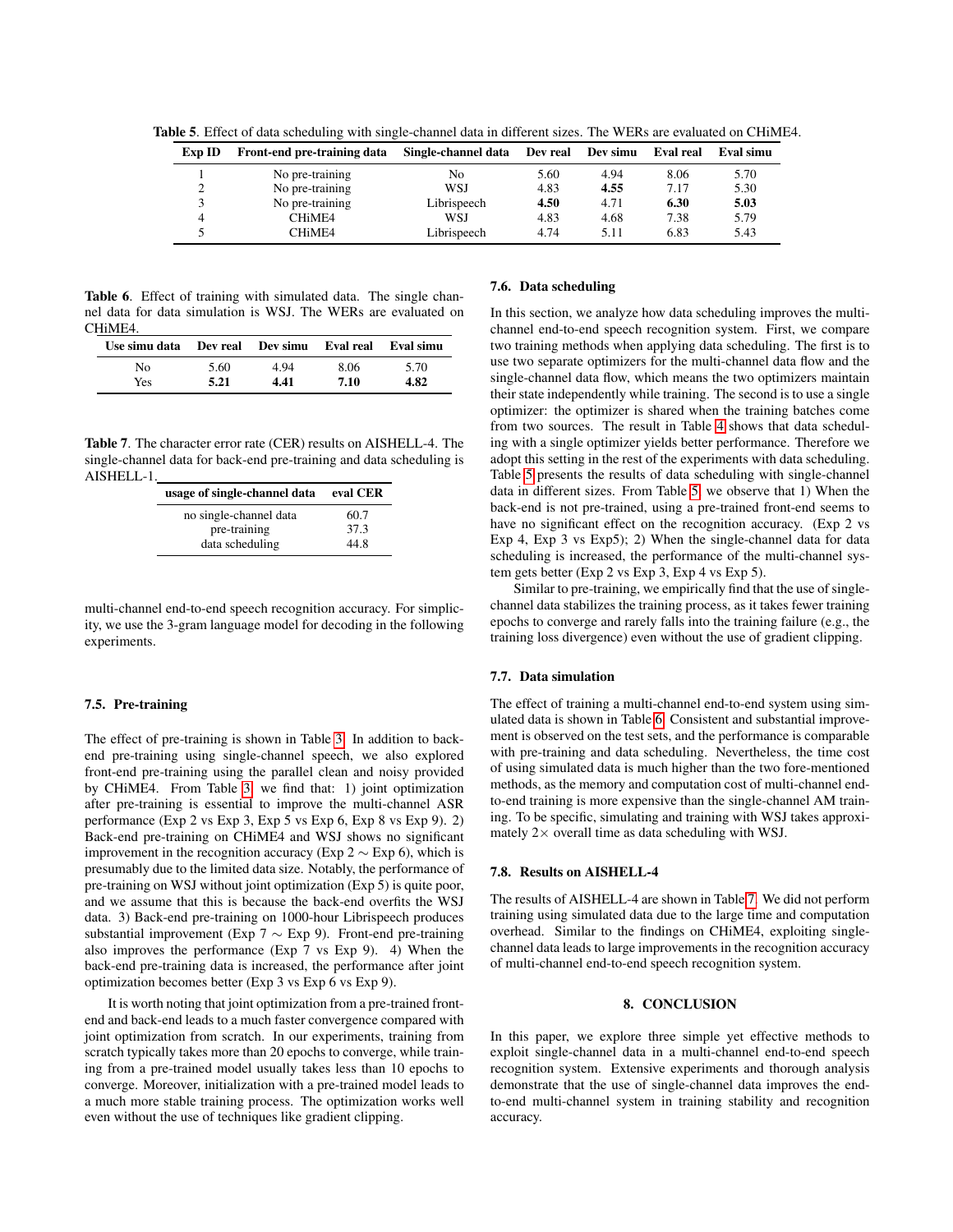**Table 5**. Effect of data scheduling with single-channel data in different sizes. The WERs are evaluated on CHiME4.

| Exp ID | Front-end pre-training data | Single-channel data | Dev real | Dev simu | Eval real | Eval simu |
|---|---|---|---|---|---|---|
| 1 | No pre-training | No | 5.60 | 4.94 | 8.06 | 5.70 |
| 2 | No pre-training | WSJ | 4.83 | **4.55** | 7.17 | 5.30 |
| 3 | No pre-training | Librispeech | **4.50** | 4.71 | **6.30** | **5.03** |
| 4 | CHiME4 | WSJ | 4.83 | 4.68 | 7.38 | 5.79 |
| 5 | CHiME4 | Librispeech | 4.74 | 5.11 | 6.83 | 5.43 |

**Table 6**. Effect of training with simulated data. The single channel data for data simulation is WSJ. The WERs are evaluated on CHiME4.

| Use simu data | Dev real | Dev simu | Eval real | Eval simu |
|---|---|---|---|---|
| No | 5.60 | 4.94 | 8.06 | 5.70 |
| Yes | **5.21** | **4.41** | **7.10** | **4.82** |

**Table 7**. The character error rate (CER) results on AISHELL-4. The single-channel data for back-end pre-training and data scheduling is AISHELL-1.

| usage of single-channel data | eval CER |
|---|---|
| no single-channel data | 60.7 |
| pre-training | 37.3 |
| data scheduling | 44.8 |

multi-channel end-to-end speech recognition accuracy. For simplicity, we use the 3-gram language model for decoding in the following experiments.

### 7.5. Pre-training

The effect of pre-training is shown in Table 3. In addition to back-end pre-training using single-channel speech, we also explored front-end pre-training using the parallel clean and noisy provided by CHiME4. From Table 3, we find that: 1) joint optimization after pre-training is essential to improve the multi-channel ASR performance (Exp 2 vs Exp 3, Exp 5 vs Exp 6, Exp 8 vs Exp 9). 2) Back-end pre-training on CHiME4 and WSJ shows no significant improvement in the recognition accuracy (Exp 2 $\sim$ Exp 6), which is presumably due to the limited data size. Notably, the performance of pre-training on WSJ without joint optimization (Exp 5) is quite poor, and we assume that this is because the back-end overfits the WSJ data. 3) Back-end pre-training on 1000-hour Librispeech produces substantial improvement (Exp 7 $\sim$ Exp 9). Front-end pre-training also improves the performance (Exp 7 vs Exp 9). 4) When the back-end pre-training data is increased, the performance after joint optimization becomes better (Exp 3 vs Exp 6 vs Exp 9).

It is worth noting that joint optimization from a pre-trained front-end and back-end leads to a much faster convergence compared with joint optimization from scratch. In our experiments, training from scratch typically takes more than 20 epochs to converge, while training from a pre-trained model usually takes less than 10 epochs to converge. Moreover, initialization with a pre-trained model leads to a much more stable training process. The optimization works well even without the use of techniques like gradient clipping.

### 7.6. Data scheduling

In this section, we analyze how data scheduling improves the multi-channel end-to-end speech recognition system. First, we compare two training methods when applying data scheduling. The first is to use two separate optimizers for the multi-channel data flow and the single-channel data flow, which means the two optimizers maintain their state independently while training. The second is to use a single optimizer: the optimizer is shared when the training batches come from two sources. The result in Table 4 shows that data scheduling with a single optimizer yields better performance. Therefore we adopt this setting in the rest of the experiments with data scheduling. Table 5 presents the results of data scheduling with single-channel data in different sizes. From Table 5, we observe that 1) When the back-end is not pre-trained, using a pre-trained front-end seems to have no significant effect on the recognition accuracy. (Exp 2 vs Exp 4, Exp 3 vs Exp5); 2) When the single-channel data for data scheduling is increased, the performance of the multi-channel system gets better (Exp 2 vs Exp 3, Exp 4 vs Exp 5).

Similar to pre-training, we empirically find that the use of single-channel data stabilizes the training process, as it takes fewer training epochs to converge and rarely falls into the training failure (e.g., the training loss divergence) even without the use of gradient clipping.

### 7.7. Data simulation

The effect of training a multi-channel end-to-end system using simulated data is shown in Table 6. Consistent and substantial improvement is observed on the test sets, and the performance is comparable with pre-training and data scheduling. Nevertheless, the time cost of using simulated data is much higher than the two fore-mentioned methods, as the memory and computation cost of multi-channel end-to-end training is more expensive than the single-channel AM training. To be specific, simulating and training with WSJ takes approximately $2\times$ overall time as data scheduling with WSJ.

### 7.8. Results on AISHELL-4

The results of AISHELL-4 are shown in Table 7. We did not perform training using simulated data due to the large time and computation overhead. Similar to the findings on CHiME4, exploiting single-channel data leads to large improvements in the recognition accuracy of multi-channel end-to-end speech recognition system.

## 8. CONCLUSION

In this paper, we explore three simple yet effective methods to exploit single-channel data in a multi-channel end-to-end speech recognition system. Extensive experiments and thorough analysis demonstrate that the use of single-channel data improves the end-to-end multi-channel system in training stability and recognition accuracy.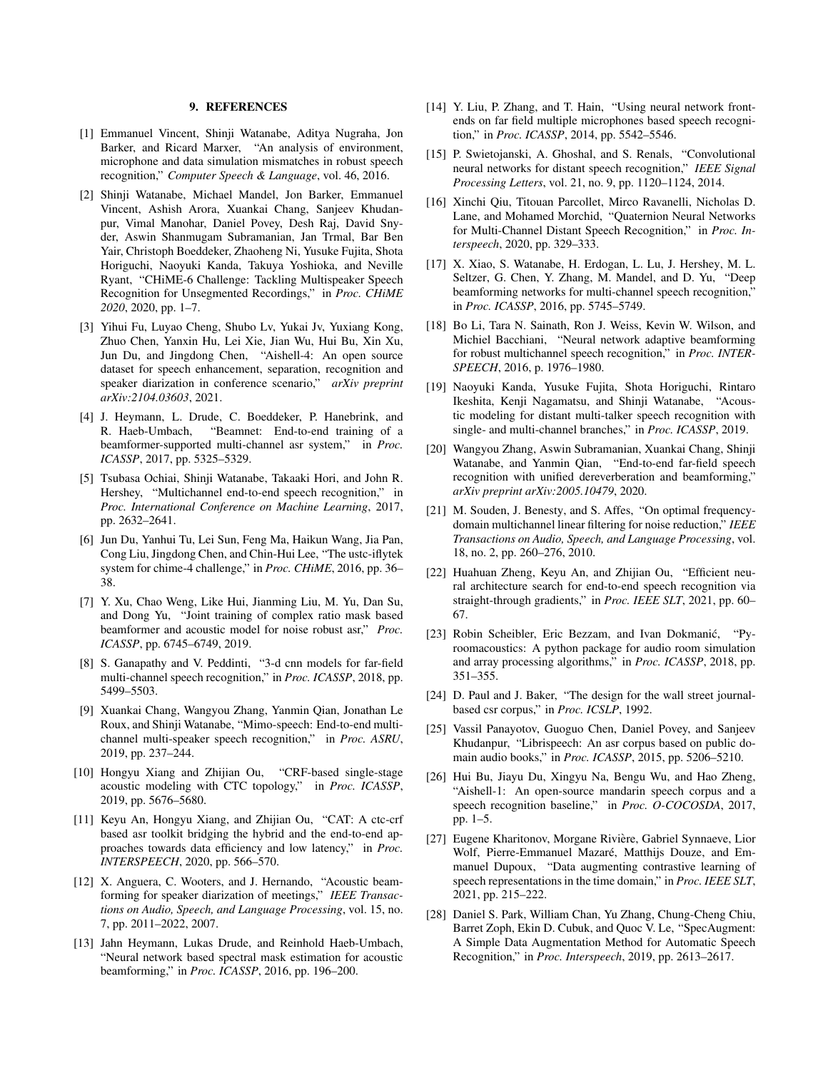## 9. REFERENCES

[1] Emmanuel Vincent, Shinji Watanabe, Aditya Nugraha, Jon Barker, and Ricard Marxer, "An analysis of environment, microphone and data simulation mismatches in robust speech recognition," *Computer Speech & Language*, vol. 46, 2016.

[2] Shinji Watanabe, Michael Mandel, Jon Barker, Emmanuel Vincent, Ashish Arora, Xuankai Chang, Sanjeev Khudanpur, Vimal Manohar, Daniel Povey, Desh Raj, David Snyder, Aswin Shanmugam Subramanian, Jan Trmal, Bar Ben Yair, Christoph Boeddeker, Zhaoheng Ni, Yusuke Fujita, Shota Horiguchi, Naoyuki Kanda, Takuya Yoshioka, and Neville Ryant, "CHiME-6 Challenge: Tackling Multispeaker Speech Recognition for Unsegmented Recordings," in *Proc. CHiME 2020*, 2020, pp. 1–7.

[3] Yihui Fu, Luyao Cheng, Shubo Lv, Yukai Jv, Yuxiang Kong, Zhuo Chen, Yanxin Hu, Lei Xie, Jian Wu, Hui Bu, Xin Xu, Jun Du, and Jingdong Chen, "Aishell-4: An open source dataset for speech enhancement, separation, recognition and speaker diarization in conference scenario," *arXiv preprint arXiv:2104.03603*, 2021.

[4] J. Heymann, L. Drude, C. Boeddeker, P. Hanebrink, and R. Haeb-Umbach, "Beamnet: End-to-end training of a beamformer-supported multi-channel asr system," in *Proc. ICASSP*, 2017, pp. 5325–5329.

[5] Tsubasa Ochiai, Shinji Watanabe, Takaaki Hori, and John R. Hershey, "Multichannel end-to-end speech recognition," in *Proc. International Conference on Machine Learning*, 2017, pp. 2632–2641.

[6] Jun Du, Yanhui Tu, Lei Sun, Feng Ma, Haikun Wang, Jia Pan, Cong Liu, Jingdong Chen, and Chin-Hui Lee, "The ustc-iflytek system for chime-4 challenge," in *Proc. CHiME*, 2016, pp. 36–38.

[7] Y. Xu, Chao Weng, Like Hui, Jianming Liu, M. Yu, Dan Su, and Dong Yu, "Joint training of complex ratio mask based beamformer and acoustic model for noise robust asr," *Proc. ICASSP*, pp. 6745–6749, 2019.

[8] S. Ganapathy and V. Peddinti, "3-d cnn models for far-field multi-channel speech recognition," in *Proc. ICASSP*, 2018, pp. 5499–5503.

[9] Xuankai Chang, Wangyou Zhang, Yanmin Qian, Jonathan Le Roux, and Shinji Watanabe, "Mimo-speech: End-to-end multi-channel multi-speaker speech recognition," in *Proc. ASRU*, 2019, pp. 237–244.

[10] Hongyu Xiang and Zhijian Ou, "CRF-based single-stage acoustic modeling with CTC topology," in *Proc. ICASSP*, 2019, pp. 5676–5680.

[11] Keyu An, Hongyu Xiang, and Zhijian Ou, "CAT: A ctc-crf based asr toolkit bridging the hybrid and the end-to-end approaches towards data efficiency and low latency," in *Proc. INTERSPEECH*, 2020, pp. 566–570.

[12] X. Anguera, C. Wooters, and J. Hernando, "Acoustic beamforming for speaker diarization of meetings," *IEEE Transactions on Audio, Speech, and Language Processing*, vol. 15, no. 7, pp. 2011–2022, 2007.

[13] Jahn Heymann, Lukas Drude, and Reinhold Haeb-Umbach, "Neural network based spectral mask estimation for acoustic beamforming," in *Proc. ICASSP*, 2016, pp. 196–200.

[14] Y. Liu, P. Zhang, and T. Hain, "Using neural network front-ends on far field multiple microphones based speech recognition," in *Proc. ICASSP*, 2014, pp. 5542–5546.

[15] P. Swietojanski, A. Ghoshal, and S. Renals, "Convolutional neural networks for distant speech recognition," *IEEE Signal Processing Letters*, vol. 21, no. 9, pp. 1120–1124, 2014.

[16] Xinchi Qiu, Titouan Parcollet, Mirco Ravanelli, Nicholas D. Lane, and Mohamed Morchid, "Quaternion Neural Networks for Multi-Channel Distant Speech Recognition," in *Proc. Interspeech*, 2020, pp. 329–333.

[17] X. Xiao, S. Watanabe, H. Erdogan, L. Lu, J. Hershey, M. L. Seltzer, G. Chen, Y. Zhang, M. Mandel, and D. Yu, "Deep beamforming networks for multi-channel speech recognition," in *Proc. ICASSP*, 2016, pp. 5745–5749.

[18] Bo Li, Tara N. Sainath, Ron J. Weiss, Kevin W. Wilson, and Michiel Bacchiani, "Neural network adaptive beamforming for robust multichannel speech recognition," in *Proc. INTERSPEECH*, 2016, p. 1976–1980.

[19] Naoyuki Kanda, Yusuke Fujita, Shota Horiguchi, Rintaro Ikeshita, Kenji Nagamatsu, and Shinji Watanabe, "Acoustic modeling for distant multi-talker speech recognition with single- and multi-channel branches," in *Proc. ICASSP*, 2019.

[20] Wangyou Zhang, Aswin Subramanian, Xuankai Chang, Shinji Watanabe, and Yanmin Qian, "End-to-end far-field speech recognition with unified dereverberation and beamforming," *arXiv preprint arXiv:2005.10479*, 2020.

[21] M. Souden, J. Benesty, and S. Affes, "On optimal frequency-domain multichannel linear filtering for noise reduction," *IEEE Transactions on Audio, Speech, and Language Processing*, vol. 18, no. 2, pp. 260–276, 2010.

[22] Huahuan Zheng, Keyu An, and Zhijian Ou, "Efficient neural architecture search for end-to-end speech recognition via straight-through gradients," in *Proc. IEEE SLT*, 2021, pp. 60–67.

[23] Robin Scheibler, Eric Bezzam, and Ivan Dokmanić, "Pyroomacoustics: A python package for audio room simulation and array processing algorithms," in *Proc. ICASSP*, 2018, pp. 351–355.

[24] D. Paul and J. Baker, "The design for the wall street journal-based csr corpus," in *Proc. ICSLP*, 1992.

[25] Vassil Panayotov, Guoguo Chen, Daniel Povey, and Sanjeev Khudanpur, "Librispeech: An asr corpus based on public domain audio books," in *Proc. ICASSP*, 2015, pp. 5206–5210.

[26] Hui Bu, Jiayu Du, Xingyu Na, Bengu Wu, and Hao Zheng, "Aishell-1: An open-source mandarin speech corpus and a speech recognition baseline," in *Proc. O-COCOSDA*, 2017, pp. 1–5.

[27] Eugene Kharitonov, Morgane Rivière, Gabriel Synnaeve, Lior Wolf, Pierre-Emmanuel Mazaré, Matthijs Douze, and Emmanuel Dupoux, "Data augmenting contrastive learning of speech representations in the time domain," in *Proc. IEEE SLT*, 2021, pp. 215–222.

[28] Daniel S. Park, William Chan, Yu Zhang, Chung-Cheng Chiu, Barret Zoph, Ekin D. Cubuk, and Quoc V. Le, "SpecAugment: A Simple Data Augmentation Method for Automatic Speech Recognition," in *Proc. Interspeech*, 2019, pp. 2613–2617.